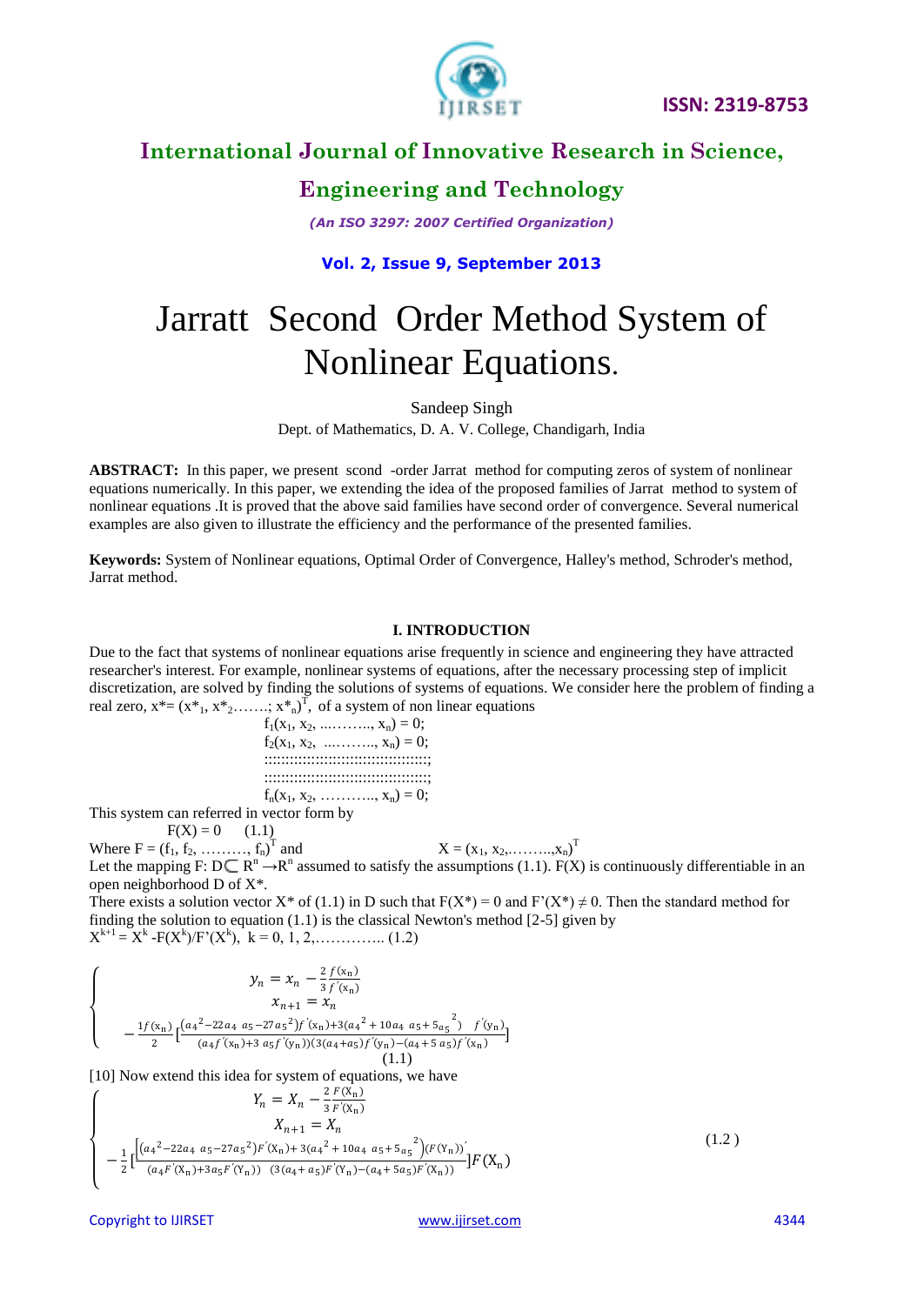# International Journal of Innovative Research in Science, Engineering and Technology

*(An ISO 3297: 2007 Certified Organization)*

**Vol. 2, Issue 9, September 2013**

# Jarratt Second Order Method System of Nonlinear Equations.

Sandeep Singh

Dept. of Mathematics, D. A. V. College, Chandigarh, India

**ABSTRACT:** In this paper, we present scond -order Jarrat method for computing zeros of system of nonlinear equations numerically. In this paper, we extending the idea of the proposed families of Jarrat method to system of nonlinear equations .It is proved that the above said families have second order of convergence. Several numerical examples are also given to illustrate the efficiency and the performance of the presented families.

**Keywords:** System of Nonlinear equations, Optimal Order of Convergence, Halley's method, Schroder's method, Jarrat method.

### I. INTRODUCTION

Due to the fact that systems of nonlinear equations arise frequently in science and engineering they have attracted researcher's interest. For example, nonlinear systems of equations, after the necessary processing step of implicit discretization, are solved by finding the solutions of systems of equations. We consider here the problem of finding a real zero, $x^* = (x^*_1, x^*_2, \ldots; x^*_n)^T$, of a system of non linear equations

$$f_1(x_1, x_2, \ldots, x_n) = 0;$$
$$f_2(x_1, x_2, \ldots, x_n) = 0;$$
$$\vdots$$
$$f_n(x_1, x_2, \ldots, x_n) = 0;$$

This system can referred in vector form by

$$F(X) = 0 \qquad (1.1)$$

Where $F = (f_1, f_2, \ldots, f_n)^T$ and $X = (x_1, x_2, \ldots, x_n)^T$

Let the mapping $F: D \subset R^n \rightarrow R^n$ assumed to satisfy the assumptions (1.1). $F(X)$ is continuously differentiable in an open neighborhood D of $X^*$.

There exists a solution vector $X^*$ of (1.1) in D such that $F(X^*) = 0$ and $F'(X^*) \neq 0$. Then the standard method for finding the solution to equation (1.1) is the classical Newton's method [2-5] given by

$$X^{k+1} = X^k - F(X^k)/F'(X^k), \quad k = 0, 1, 2, \ldots \qquad (1.2)$$

$$\begin{cases} y_n = x_n - \dfrac{2}{3}\dfrac{f(x_n)}{f'(x_n)} \\ x_{n+1} = x_n \\ -\dfrac{1}{2}\dfrac{f(x_n)}{} \left[\dfrac{(a_4{}^2 - 22a_4\, a_5 - 27a_5{}^2)f'(x_n) + 3(a_4{}^2 + 10a_4\, a_5 + 5a_5{}^2)\ \ f'(y_n)}{(a_4 f'(x_n) + 3\,a_5 f'(y_n))(3(a_4 + a_5)f'(y_n) - (a_4 + 5\,a_5)f'(x_n)}\right] \end{cases} \qquad (1.1)$$

[10] Now extend this idea for system of equations, we have

$$\begin{cases} Y_n = X_n - \dfrac{2}{3}\dfrac{F(X_n)}{F'(X_n)} \\ X_{n+1} = X_n \\ -\dfrac{1}{2}\left[\dfrac{\left[(a_4{}^2 - 22a_4\, a_5 - 27a_5{}^2)F'(X_n) + 3(a_4{}^2 + 10a_4\, a_5 + 5a_5{}^2\right)(F(Y_n))'}{(a_4F'(X_n) + 3a_5F'(Y_n))\ \ (3(a_4 + a_5)F'(Y_n) - (a_4 + 5a_5)F'(X_n))}\right]F(X_n) \end{cases} \qquad (1.2)$$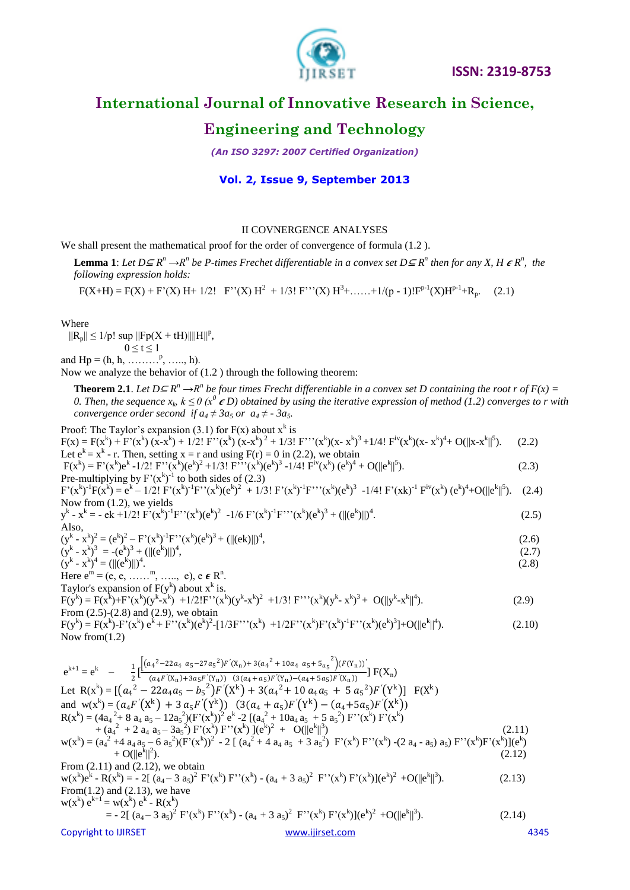## II COVNERGENCE ANALYSES

We shall present the mathematical proof for the order of convergence of formula (1.2 ).

**Lemma 1**: *Let $D \subseteq R^n \to R^n$ be P-times Frechet differentiable in a convex set $D \subseteq R^n$ then for any $X, H \in R^n$, the following expression holds:*

$$F(X+H) = F(X) + F'(X)\,H + 1/2!\;\; F''(X)\,H^2 + 1/3!\,F'''(X)\,H^3 + \ldots\ldots + 1/(p-1)!F^{p-1}(X)H^{p-1} + R_p. \quad (2.1)$$

Where

$$\|R_p\| \le 1/p! \sup_{0 \le t \le 1} \|Fp(X+tH)\|\|H\|^p,$$

and $Hp = (h, h, \ldots\ldots\ldots^p, \ldots.., h)$.

Now we analyze the behavior of (1.2 ) through the following theorem:

**Theorem 2.1**. *Let $D \subseteq R^n \to R^n$ be four times Frecht differentiable in a convex set D containing the root r of $F(x) = 0$. Then, the sequence $x_k$, $k \le 0$ ($x^0 \in D$) obtained by using the iterative expression of method (1.2) converges to r with convergence order second if $a_4 \neq 3a_5$ or $a_4 \neq -3a_5$.*

Proof: The Taylor's expansion (3.1) for F(x) about $x^k$ is

$$F(x) = F(x^k) + F'(x^k)\,(x-x^k) + 1/2!\,F''(x^k)\,(x-x^k)^2 + 1/3!\,F'''(x^k)(x-x^k)^3 + 1/4!\,F^{iv}(x^k)(x-x^k)^4 + O(\|x-x^k\|^5). \quad (2.2)$$

Let $e^k = x^k - r$. Then, setting $x = r$ and using $F(r) = 0$ in (2.2), we obtain

$$F(x^k) = F'(x^k)e^k - 1/2!\,F''(x^k)(e^k)^2 + 1/3!\,F'''(x^k)(e^k)^3 - 1/4!\,F^{iv}(x^k)\,(e^k)^4 + O(\|e^k\|^5). \quad (2.3)$$

Pre-multiplying by $F'(x^k)^{-1}$ to both sides of (2.3)

$$F'(x^k)^{-1}F(x^k) = e^k - 1/2!\,F'(x^k)^{-1}F''(x^k)(e^k)^2 + 1/3!\,F'(x^k)^{-1}F'''(x^k)(e^k)^3 - 1/4!\,F'(xk)^{-1}\,F^{iv}(x^k)\,(e^k)^4 + O(\|e^k\|^5). \quad (2.4)$$

Now from (1.2), we yields

$$y^k - x^k = -\,ek + 1/2!\,F'(x^k)^{-1}F''(x^k)(e^k)^2 - 1/6\,F'(x^k)^{-1}F'''(x^k)(e^k)^3 + (\|(e^k)\|)^4. \quad (2.5)$$

Also,

$$(y^k - x^k)^2 = (e^k)^2 - F'(x^k)^{-1}F''(x^k)(e^k)^3 + (\|(ek)\|)^4, \quad (2.6)$$

$$(y^k - x^k)^3 = -(e^k)^3 + (\|(e^k)\|)^4, \quad (2.7)$$

$$(y^k - x^k)^4 = (\|(e^k)\|)^4. \quad (2.8)$$

Here $e^m = (e, e, \ldots\ldots^m, \ldots.., e)$, $e \in R^n$.

Taylor's expansion of $F(y^k)$ about $x^k$ is.

$$F(y^k) = F(x^k) + F'(x^k)(y^k - x^k) + 1/2!F''(x^k)(y^k - x^k)^2 + 1/3!\,F'''(x^k)(y^k - x^k)^3 + O(\|y^k - x^k\|^4). \quad (2.9)$$

From (2.5)-(2.8) and (2.9), we obtain

$$F(y^k) = F(x^k) - F'(x^k)\,e^k + F''(x^k)(e^k)^2 - [1/3F'''(x^k) + 1/2F''(x^k)F'(x^k)^{-1}F''(x^k)(e^k)^3] + O(\|e^k\|^4). \quad (2.10)$$

Now from(1.2)

$$e^{k+1} = e^k \;-\; \frac{1}{2}\left[\frac{\left[(a_4{}^2 - 22a_4\,a_5 - 27a_5{}^2)F'(X_n) + 3(a_4{}^2 + 10a_4\,a_5 + 5_{a_5}{}^2)(F(Y_n))'\right.}{(a_4F'(X_n) + 3a_5F'(Y_n))\;\;(3(a_4 + a_5)F'(Y_n) - (a_4 + 5a_5)F'(X_n))}\right] F(X_n)$$

Let $R(x^k) = [(a_4{}^2 - 22a_4a_5 - b_5{}^2)F'(X^k) + 3(a_4{}^2 + 10\,a_4a_5\; + \;5\,a_5{}^2)F'(Y^k)]\;\;\; F(X^k)$

and $w(x^k) = (a_4F'(X^k)\; + 3\,a_5F'(Y^k))\;\;\; (3(a_4 + a_5)F'(Y^k) - (a_4 + 5a_5)F'(X^k))$

$$R(x^k) = (4a_4{}^2 + 8\,a_4\,a_5 - 12a_5{}^2)(F'(x^k))^2\,e^k - 2\,[(a_4{}^2 + 10a_4\,a_5\; + 5\,a_5{}^2)\,F''(x^k)\,F'(x^k) + (a_4{}^2\; + 2\,a_4\,a_5 - 3a_5{}^2)\,F'(x^k)\,F''(x^k)\,](e^k)^2 + \;\; O(\|e^k\|^3) \quad (2.11)$$

$$w(x^k) = (a_4{}^2 + 4\,a_4\,a_5 - 6\,a_5{}^2)(F'(x^k))^2 - 2\,[\,(a_4{}^2 + 4\,a_4\,a_5\; + 3\,a_5{}^2)\;\,F'(x^k)\,F''(x^k) - (2\,a_4 - a_5)\,a_5)\,F''(x^k)F'(x^k)](e^k) + O(\|e^k\|^2). \quad (2.12)$$

From (2.11) and (2.12), we obtain

$$w(x^k)e^k - R(x^k) = -\,2[\,(a_4 - 3\,a_5)^2\;F'(x^k)\,F''(x^k) - (a_4 + 3\,a_5)^2\;\;F''(x^k)\,F'(x^k)](e^k)^2 + O(\|e^k\|^3). \quad (2.13)$$

From(1.2) and (2.13), we have

$$w(x^k)\,e^{k+1} = w(x^k)\,e^k - R(x^k)$$

$$= -\,2[\,(a_4 - 3\,a_5)^2\;F'(x^k)\,F''(x^k) - (a_4 + 3\,a_5)^2\;\;F''(x^k)\,F'(x^k)](e^k)^2 + O(\|e^k\|^3). \quad (2.14)$$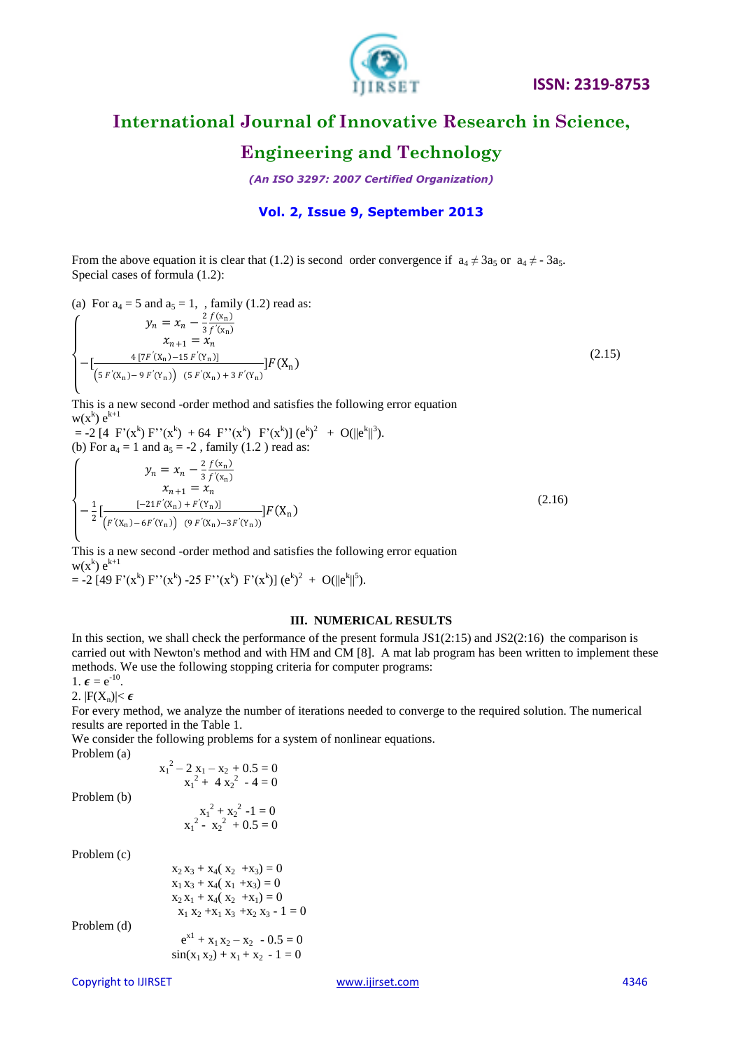From the above equation it is clear that (1.2) is second order convergence if $a_4 \neq 3a_5$ or $a_4 \neq -3a_5$.
Special cases of formula (1.2):

(a) For $a_4 = 5$ and $a_5 = 1$, , family (1.2) read as:

$$
\begin{cases}
y_n = x_n - \frac{2}{3}\frac{f(x_n)}{f'(x_n)} \\
x_{n+1} = x_n \\
-\left[\frac{4\,[7F'(X_n) - 15\,F'(Y_n)]}{\left(5\,F'(X_n) - 9\,F'(Y_n)\right)\;(5\,F'(X_n) + 3\,F'(Y_n)}\right]F(X_n)
\end{cases}
\tag{2.15}
$$

This is a new second -order method and satisfies the following error equation

$w(x^k)\, e^{k+1}$

$= -2\,[4\;F'(x^k)\,F''(x^k)\;+64\;F''(x^k)\;\;F'(x^k)]\,(e^k)^2\;+\;O(\|e^k\|^3)$.

(b) For $a_4 = 1$ and $a_5 = -2$ , family (1.2 ) read as:

$$
\begin{cases}
y_n = x_n - \frac{2}{3}\frac{f(x_n)}{f'(x_n)} \\
x_{n+1} = x_n \\
-\frac{1}{2}\left[\frac{[-21\,F'(X_n) + F'(Y_n)]}{\left(F'(X_n) - 6F'(Y_n)\right)\;(9\,F'(X_n) - 3F'(Y_n))}\right]F(X_n)
\end{cases}
\tag{2.16}
$$

This is a new second -order method and satisfies the following error equation

$w(x^k)\, e^{k+1}$

$= -2\,[49\,F'(x^k)\,F''(x^k)\,-25\,F''(x^k)\;\;F'(x^k)]\,(e^k)^2\;+\;O(\|e^k\|^5)$.

## III. NUMERICAL RESULTS

In this section, we shall check the performance of the present formula JS1(2:15) and JS2(2:16) the comparison is carried out with Newton's method and with HM and CM [8]. A mat lab program has been written to implement these methods. We use the following stopping criteria for computer programs:

1. $\epsilon = e^{-10}$.
2. $|F(X_n)| < \epsilon$

For every method, we analyze the number of iterations needed to converge to the required solution. The numerical results are reported in the Table 1.

We consider the following problems for a system of nonlinear equations.

Problem (a)

$$
\begin{aligned}
x_1^2 - 2\,x_1 - x_2 + 0.5 &= 0 \\
x_1^2 + \;4\,x_2^2\; - 4 &= 0
\end{aligned}
$$

Problem (b)

$$
\begin{aligned}
x_1^2 + x_2^2\; -1 &= 0 \\
x_1^2 -\; x_2^2\; + 0.5 &= 0
\end{aligned}
$$

Problem (c)

$$
\begin{aligned}
x_2\,x_3 + x_4(\,x_2\; + x_3) &= 0 \\
x_1\,x_3 + x_4(\,x_1\; + x_3) &= 0 \\
x_2\,x_1 + x_4(\,x_2\; + x_1) &= 0 \\
x_1\,x_2 + x_1\,x_3 + x_2\,x_3 - 1 &= 0
\end{aligned}
$$

Problem (d)

$$
\begin{aligned}
e^{x1} + x_1\,x_2 - x_2\; - 0.5 &= 0 \\
\sin(x_1\,x_2) + x_1 + x_2\; - 1 &= 0
\end{aligned}
$$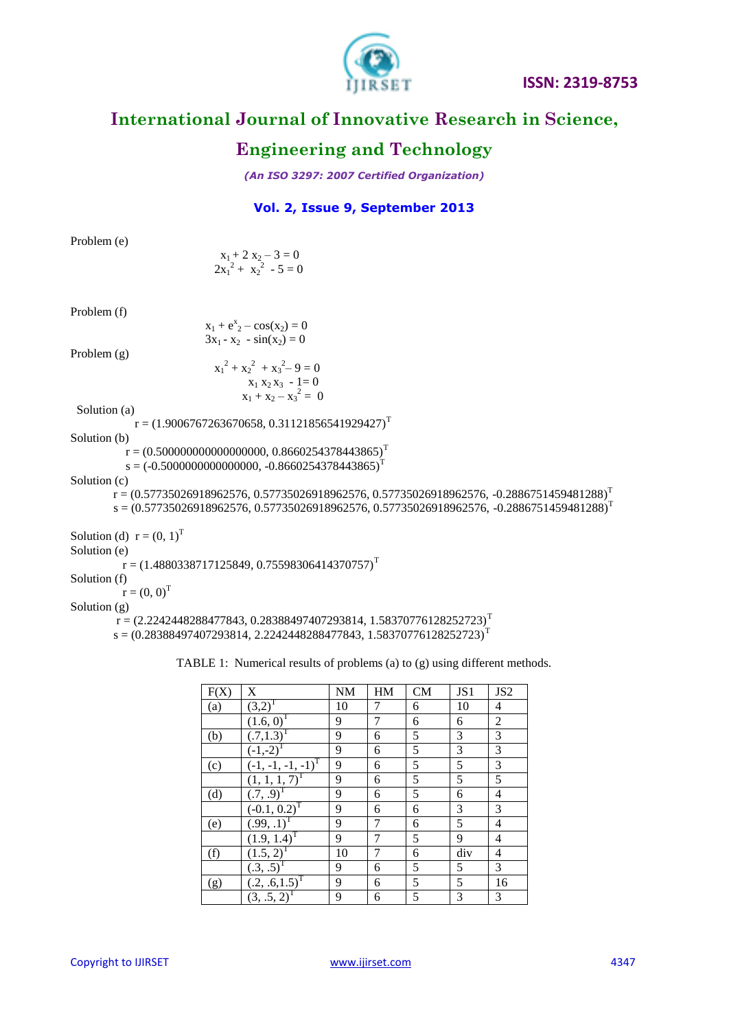Problem (e)

$$x_1 + 2x_2 - 3 = 0$$
$$2x_1^2 + x_2^2 - 5 = 0$$

Problem (f)

$$x_1 + e^{x_2} - \cos(x_2) = 0$$
$$3x_1 - x_2 - \sin(x_2) = 0$$

Problem (g)

$$x_1^2 + x_2^2 + x_3^2 - 9 = 0$$
$$x_1 x_2 x_3 - 1 = 0$$
$$x_1 + x_2 - x_3^2 = 0$$

Solution (a)

$r = (1.9006767263670658, 0.31121856541929427)^T$

Solution (b)

$r = (0.500000000000000000, 0.8660254378443865)^T$

$s = (-0.5000000000000000, -0.8660254378443865)^T$

Solution (c)

$r = (0.57735026918962576, 0.57735026918962576, 0.57735026918962576, -0.2886751459481288)^T$

$s = (0.57735026918962576, 0.57735026918962576, 0.57735026918962576, -0.2886751459481288)^T$

Solution (d) $r = (0, 1)^T$

Solution (e)

$r = (1.4880338717125849, 0.75598306414370757)^T$

Solution (f)

$r = (0, 0)^T$

Solution (g)

$r = (2.2242448288477843, 0.28388497407293814, 1.58370776128252723)^T$

$s = (0.28388497407293814, 2.2242448288477843, 1.58370776128252723)^T$

TABLE 1: Numerical results of problems (a) to (g) using different methods.

| F(X) | X | NM | HM | CM | JS1 | JS2 |
|---|---|---|---|---|---|---|
| (a) | $(3,2)^T$ | 10 | 7 | 6 | 10 | 4 |
| | $(1.6, 0)^T$ | 9 | 7 | 6 | 6 | 2 |
| (b) | $(.7,1.3)^T$ | 9 | 6 | 5 | 3 | 3 |
| | $(-1,-2)^T$ | 9 | 6 | 5 | 3 | 3 |
| (c) | $(-1, -1, -1, -1)^T$ | 9 | 6 | 5 | 5 | 3 |
| | $(1, 1, 1, 7)^T$ | 9 | 6 | 5 | 5 | 5 |
| (d) | $(.7, .9)^T$ | 9 | 6 | 5 | 6 | 4 |
| | $(-0.1, 0.2)^T$ | 9 | 6 | 6 | 3 | 3 |
| (e) | $(.99, .1)^T$ | 9 | 7 | 6 | 5 | 4 |
| | $(1.9, 1.4)^T$ | 9 | 7 | 5 | 9 | 4 |
| (f) | $(1.5, 2)^T$ | 10 | 7 | 6 | div | 4 |
| | $(.3, .5)^T$ | 9 | 6 | 5 | 5 | 3 |
| (g) | $(.2, .6,1.5)^T$ | 9 | 6 | 5 | 5 | 16 |
| | $(3, .5, 2)^T$ | 9 | 6 | 5 | 3 | 3 |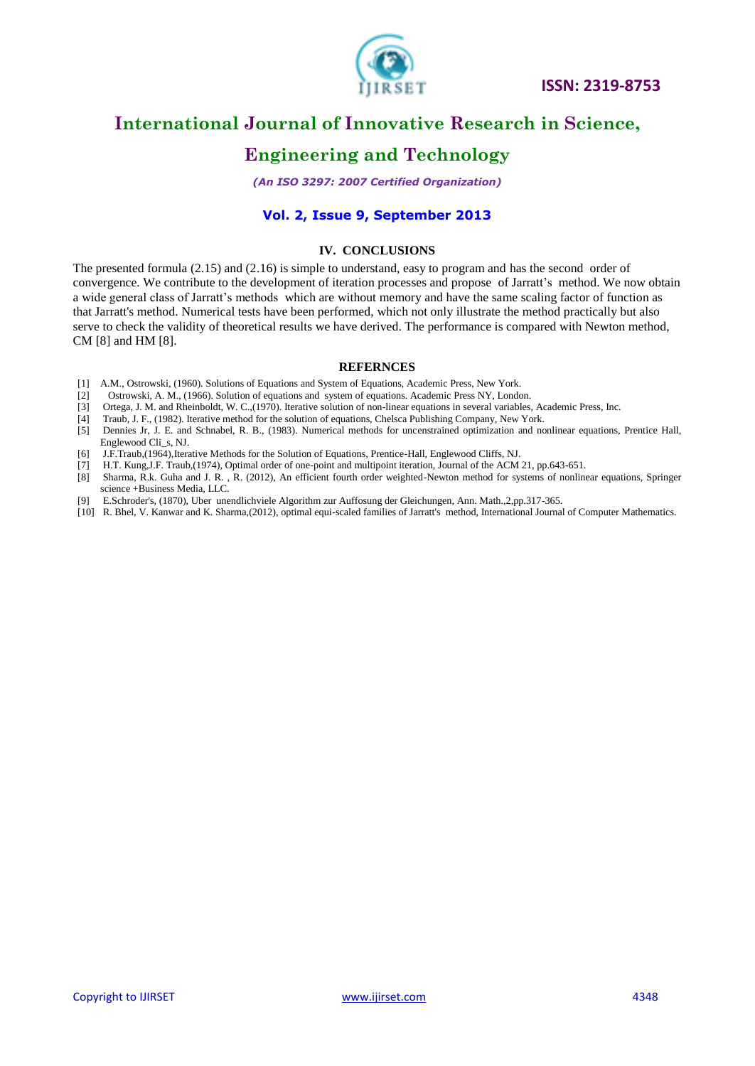## IV. CONCLUSIONS

The presented formula (2.15) and (2.16) is simple to understand, easy to program and has the second order of convergence. We contribute to the development of iteration processes and propose of Jarratt's method. We now obtain a wide general class of Jarratt's methods which are without memory and have the same scaling factor of function as that Jarratt's method. Numerical tests have been performed, which not only illustrate the method practically but also serve to check the validity of theoretical results we have derived. The performance is compared with Newton method, CM [8] and HM [8].

## REFERNCES

[1] A.M., Ostrowski, (1960). Solutions of Equations and System of Equations, Academic Press, New York.
[2] Ostrowski, A. M., (1966). Solution of equations and system of equations. Academic Press NY, London.
[3] Ortega, J. M. and Rheinboldt, W. C.,(1970). Iterative solution of non-linear equations in several variables, Academic Press, Inc.
[4] Traub, J. F., (1982). Iterative method for the solution of equations, Chelsca Publishing Company, New York.
[5] Dennies Jr, J. E. and Schnabel, R. B., (1983). Numerical methods for uncenstrained optimization and nonlinear equations, Prentice Hall, Englewood Cli_s, NJ.
[6] J.F.Traub,(1964),Iterative Methods for the Solution of Equations, Prentice-Hall, Englewood Cliffs, NJ.
[7] H.T. Kung,J.F. Traub,(1974), Optimal order of one-point and multipoint iteration, Journal of the ACM 21, pp.643-651.
[8] Sharma, R.k. Guha and J. R. , R. (2012), An efficient fourth order weighted-Newton method for systems of nonlinear equations, Springer science +Business Media, LLC.
[9] E.Schroder's, (1870), Uber unendlichviele Algorithm zur Auffosung der Gleichungen, Ann. Math.,2,pp.317-365.
[10] R. Bhel, V. Kanwar and K. Sharma,(2012), optimal equi-scaled families of Jarratt's method, International Journal of Computer Mathematics.